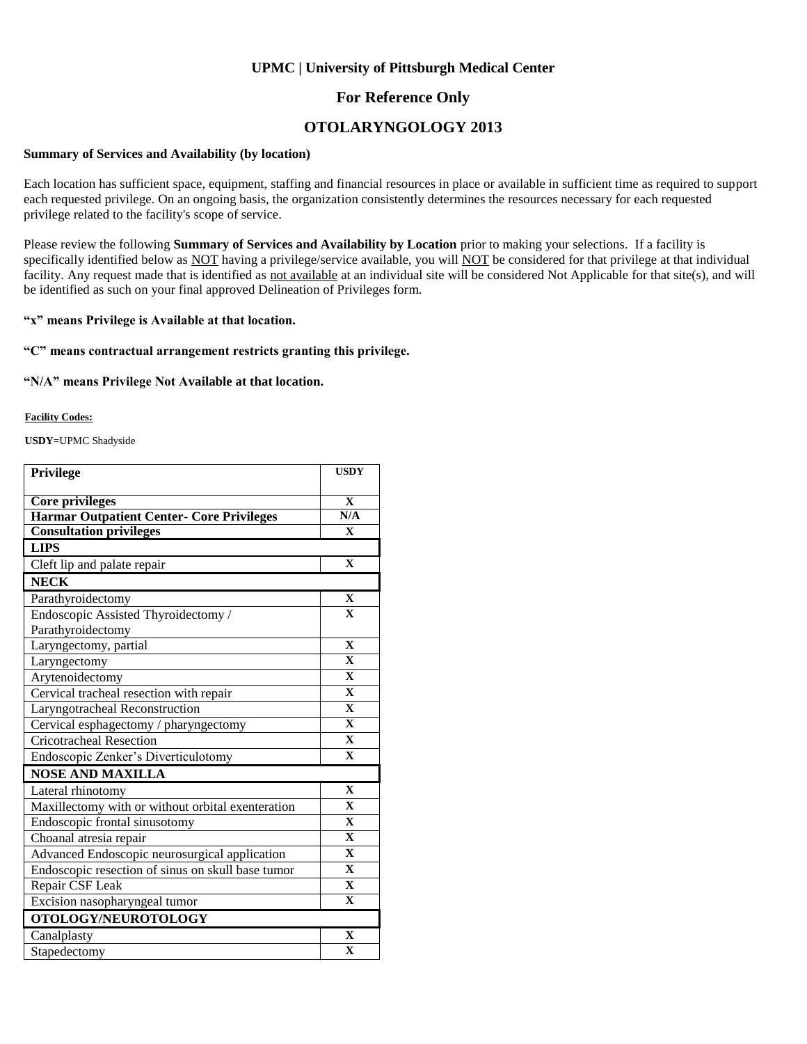# UPMC | University of Pittsburgh Medical Center

## For Reference Only

## OTOLARYNGOLOGY 2013

**Summary of Services and Availability (by location)**

Each location has sufficient space, equipment, staffing and financial resources in place or available in sufficient time as required to support each requested privilege. On an ongoing basis, the organization consistently determines the resources necessary for each requested privilege related to the facility's scope of service.

Please review the following **Summary of Services and Availability by Location** prior to making your selections. If a facility is specifically identified below as NOT having a privilege/service available, you will NOT be considered for that privilege at that individual facility. Any request made that is identified as not available at an individual site will be considered Not Applicable for that site(s), and will be identified as such on your final approved Delineation of Privileges form.

**"x" means Privilege is Available at that location.**

**"C" means contractual arrangement restricts granting this privilege.**

**"N/A" means Privilege Not Available at that location.**

**Facility Codes:**

**USDY**=UPMC Shadyside

| Privilege | USDY |
|---|---|
| **Core privileges** | X |
| **Harmar Outpatient Center- Core Privileges** | N/A |
| **Consultation privileges** | X |
| **LIPS** | |
| Cleft lip and palate repair | X |
| **NECK** | |
| Parathyroidectomy | X |
| Endoscopic Assisted Thyroidectomy / Parathyroidectomy | X |
| Laryngectomy, partial | X |
| Laryngectomy | X |
| Arytenoidectomy | X |
| Cervical tracheal resection with repair | X |
| Laryngotracheal Reconstruction | X |
| Cervical esphagectomy / pharyngectomy | X |
| Cricotracheal Resection | X |
| Endoscopic Zenker's Diverticulotomy | X |
| **NOSE AND MAXILLA** | |
| Lateral rhinotomy | X |
| Maxillectomy with or without orbital exenteration | X |
| Endoscopic frontal sinusotomy | X |
| Choanal atresia repair | X |
| Advanced Endoscopic neurosurgical application | X |
| Endoscopic resection of sinus on skull base tumor | X |
| Repair CSF Leak | X |
| Excision nasopharyngeal tumor | X |
| **OTOLOGY/NEUROTOLOGY** | |
| Canalplasty | X |
| Stapedectomy | X |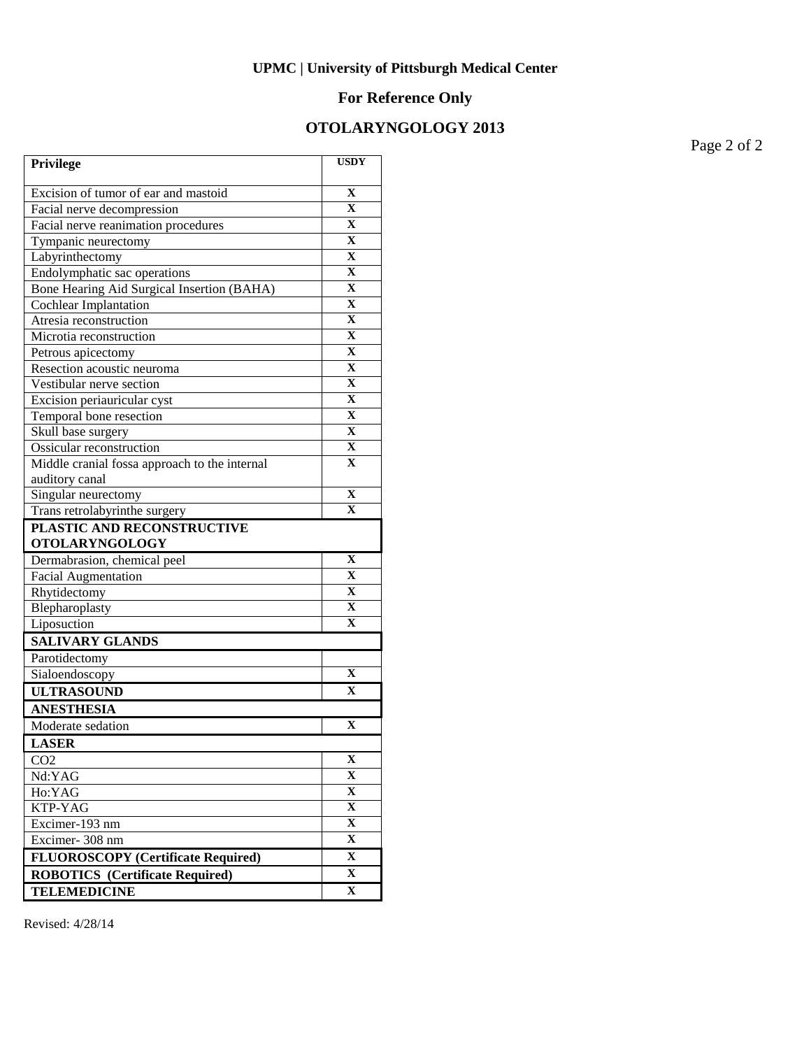**UPMC | University of Pittsburgh Medical Center**

**For Reference Only**

**OTOLARYNGOLOGY 2013**

| Privilege | USDY |
|---|---|
| Excision of tumor of ear and mastoid | X |
| Facial nerve decompression | X |
| Facial nerve reanimation procedures | X |
| Tympanic neurectomy | X |
| Labyrinthectomy | X |
| Endolymphatic sac operations | X |
| Bone Hearing Aid Surgical Insertion (BAHA) | X |
| Cochlear Implantation | X |
| Atresia reconstruction | X |
| Microtia reconstruction | X |
| Petrous apicectomy | X |
| Resection acoustic neuroma | X |
| Vestibular nerve section | X |
| Excision periauricular cyst | X |
| Temporal bone resection | X |
| Skull base surgery | X |
| Ossicular reconstruction | X |
| Middle cranial fossa approach to the internal auditory canal | X |
| Singular neurectomy | X |
| Trans retrolabyrinthe surgery | X |
| **PLASTIC AND RECONSTRUCTIVE OTOLARYNGOLOGY** | |
| Dermabrasion, chemical peel | X |
| Facial Augmentation | X |
| Rhytidectomy | X |
| Blepharoplasty | X |
| Liposuction | X |
| **SALIVARY GLANDS** | |
| Parotidectomy | |
| Sialoendoscopy | X |
| **ULTRASOUND** | X |
| **ANESTHESIA** | |
| Moderate sedation | X |
| **LASER** | |
| CO2 | X |
| Nd:YAG | X |
| Ho:YAG | X |
| KTP-YAG | X |
| Excimer-193 nm | X |
| Excimer- 308 nm | X |
| **FLUOROSCOPY (Certificate Required)** | X |
| **ROBOTICS (Certificate Required)** | X |
| **TELEMEDICINE** | X |

Revised: 4/28/14